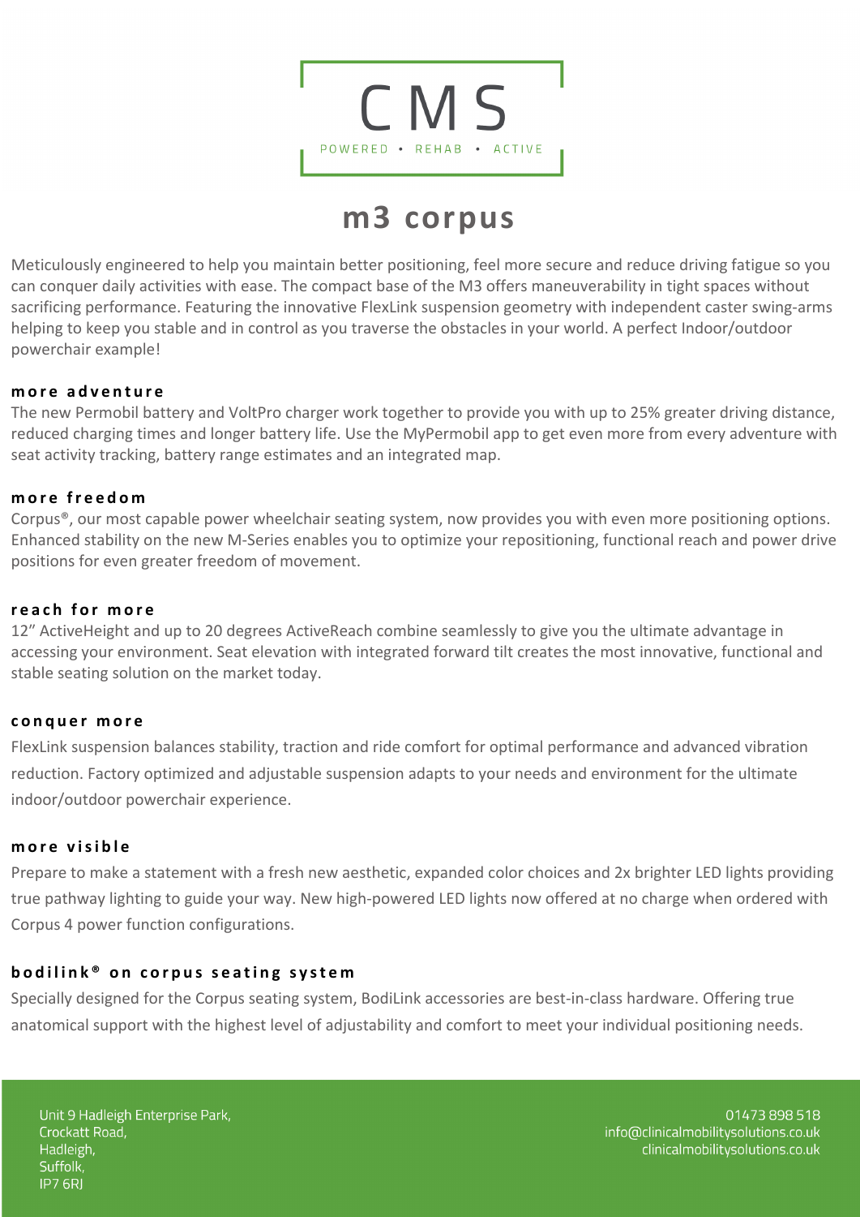CMS

POWERED • REHAB • ACTIVE

# m3 corpus

Meticulously engineered to help you maintain better positioning, feel more secure and reduce driving fatigue so you can conquer daily activities with ease. The compact base of the M3 offers maneuverability in tight spaces without sacrificing performance. Featuring the innovative FlexLink suspension geometry with independent caster swing-arms helping to keep you stable and in control as you traverse the obstacles in your world. A perfect Indoor/outdoor powerchair example!

## more adventure

The new Permobil battery and VoltPro charger work together to provide you with up to 25% greater driving distance, reduced charging times and longer battery life. Use the MyPermobil app to get even more from every adventure with seat activity tracking, battery range estimates and an integrated map.

## more freedom

Corpus®, our most capable power wheelchair seating system, now provides you with even more positioning options. Enhanced stability on the new M-Series enables you to optimize your repositioning, functional reach and power drive positions for even greater freedom of movement.

## reach for more

12" ActiveHeight and up to 20 degrees ActiveReach combine seamlessly to give you the ultimate advantage in accessing your environment. Seat elevation with integrated forward tilt creates the most innovative, functional and stable seating solution on the market today.

## conquer more

FlexLink suspension balances stability, traction and ride comfort for optimal performance and advanced vibration reduction. Factory optimized and adjustable suspension adapts to your needs and environment for the ultimate indoor/outdoor powerchair experience.

## more visible

Prepare to make a statement with a fresh new aesthetic, expanded color choices and 2x brighter LED lights providing true pathway lighting to guide your way. New high-powered LED lights now offered at no charge when ordered with Corpus 4 power function configurations.

## bodilink® on corpus seating system

Specially designed for the Corpus seating system, BodiLink accessories are best-in-class hardware. Offering true anatomical support with the highest level of adjustability and comfort to meet your individual positioning needs.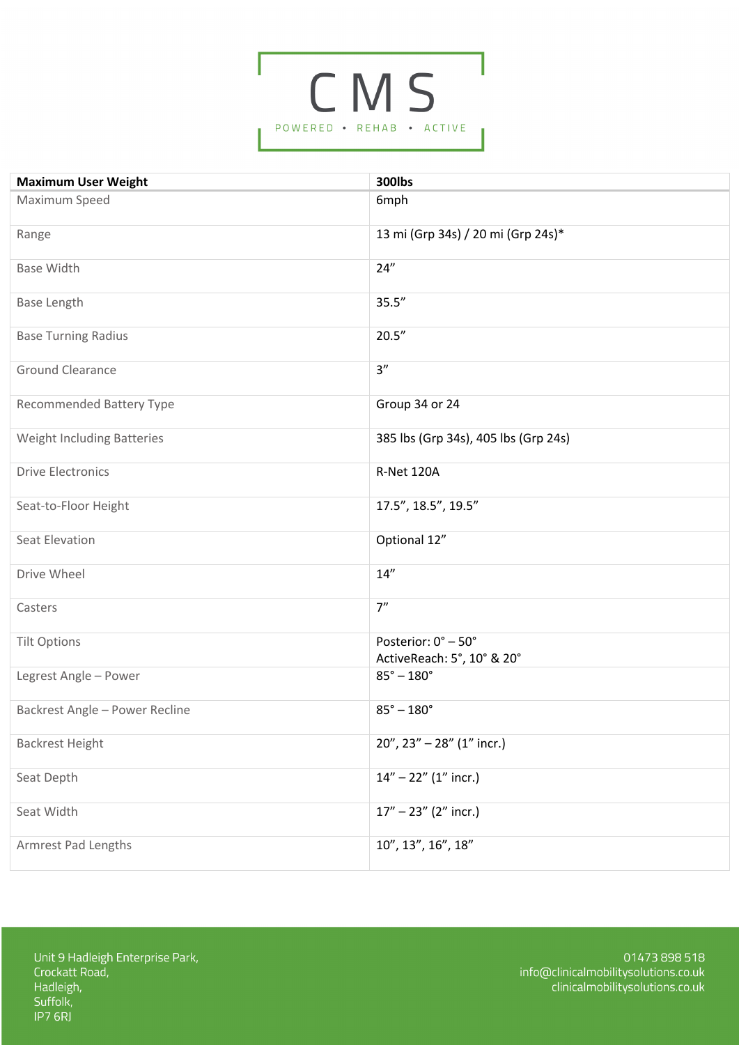CMS

POWERED • REHAB • ACTIVE

| **Maximum User Weight** | **300lbs** |
|---|---|
| Maximum Speed | 6mph |
| Range | 13 mi (Grp 34s) / 20 mi (Grp 24s)* |
| Base Width | 24” |
| Base Length | 35.5” |
| Base Turning Radius | 20.5” |
| Ground Clearance | 3” |
| Recommended Battery Type | Group 34 or 24 |
| Weight Including Batteries | 385 lbs (Grp 34s), 405 lbs (Grp 24s) |
| Drive Electronics | R-Net 120A |
| Seat-to-Floor Height | 17.5”, 18.5”, 19.5” |
| Seat Elevation | Optional 12” |
| Drive Wheel | 14” |
| Casters | 7” |
| Tilt Options | Posterior: 0˚ – 50˚<br>ActiveReach: 5˚, 10˚ & 20˚ |
| Legrest Angle – Power | 85˚ – 180˚ |
| Backrest Angle – Power Recline | 85˚ – 180˚ |
| Backrest Height | 20”, 23” – 28” (1” incr.) |
| Seat Depth | 14” – 22” (1” incr.) |
| Seat Width | 17” – 23” (2” incr.) |
| Armrest Pad Lengths | 10”, 13”, 16”, 18” |

Unit 9 Hadleigh Enterprise Park,
Crockatt Road,
Hadleigh,
Suffolk,
IP7 6RJ

01473 898 518
info@clinicalmobilitysolutions.co.uk
clinicalmobilitysolutions.co.uk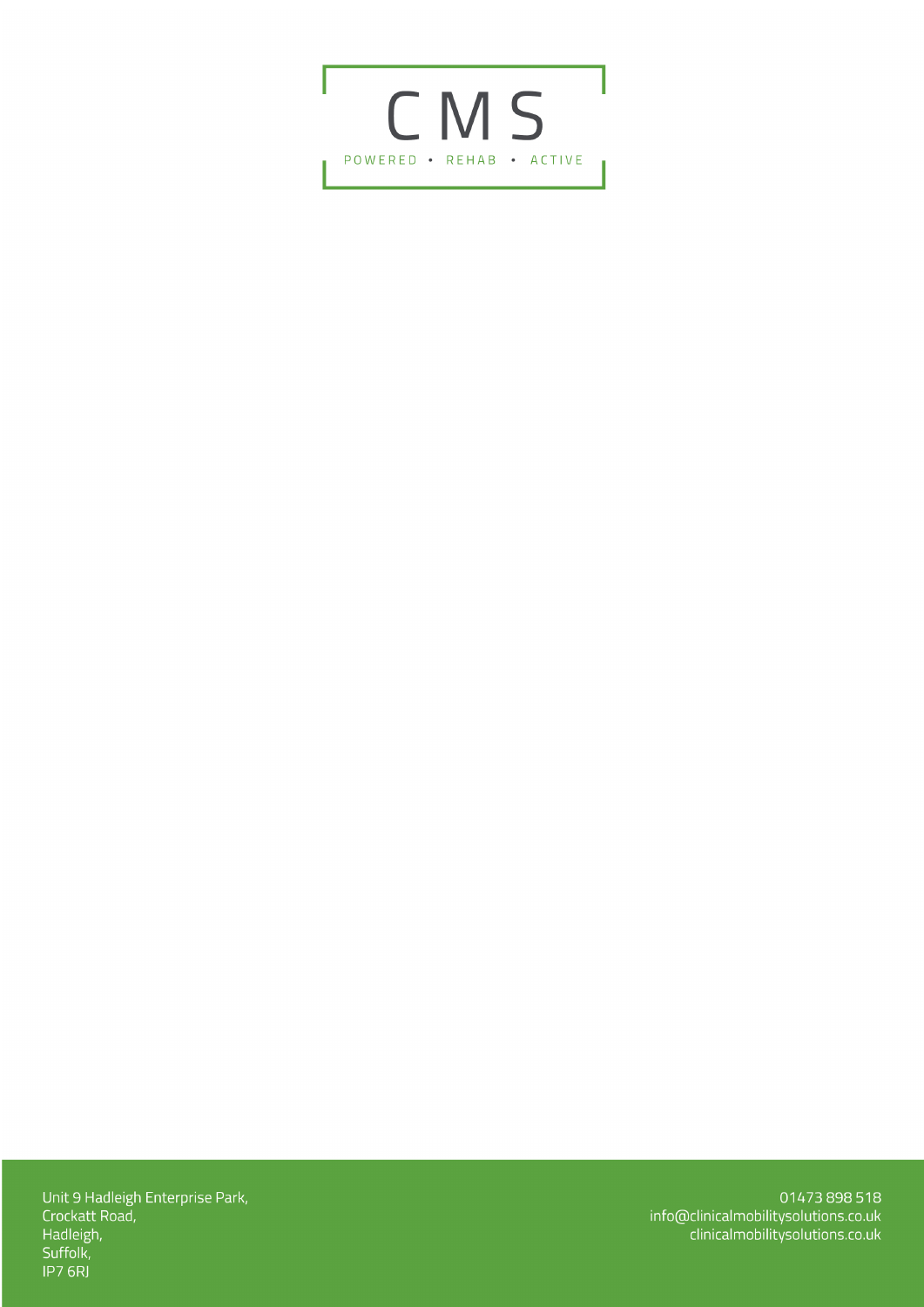CMS

POWERED • REHAB • ACTIVE

Unit 9 Hadleigh Enterprise Park,
Crockatt Road,
Hadleigh,
Suffolk,
IP7 6RJ

01473 898 518
info@clinicalmobilitysolutions.co.uk
clinicalmobilitysolutions.co.uk